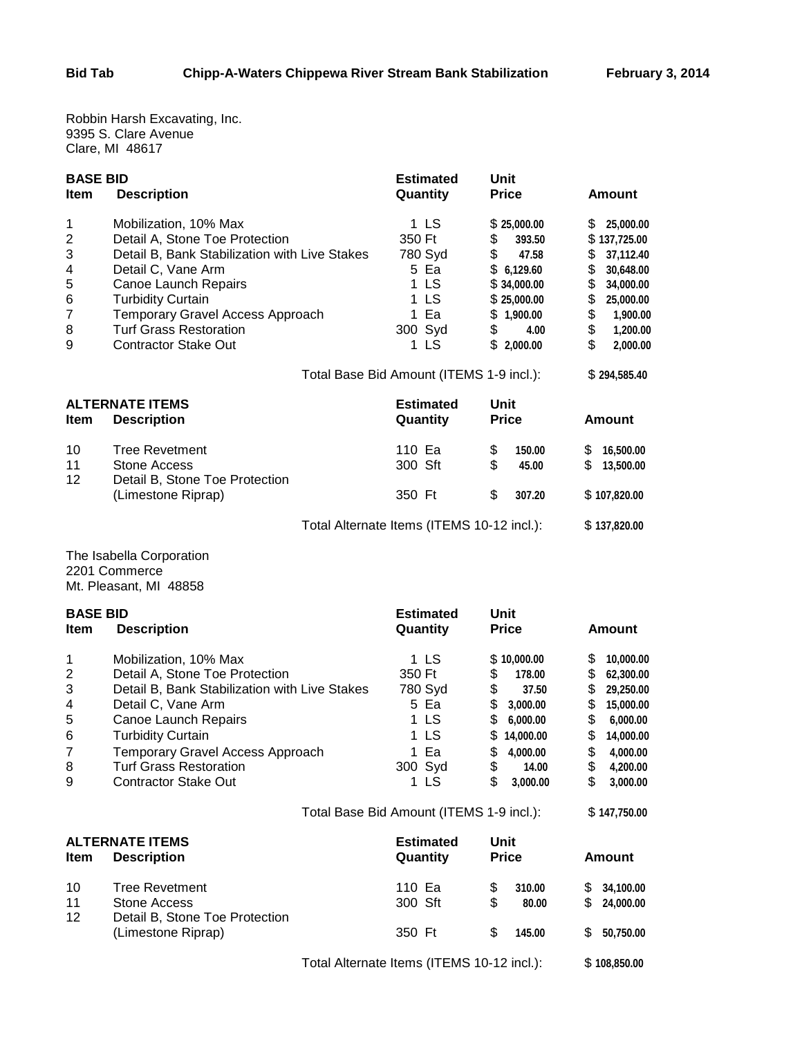**Bid Tab** **Chipp-A-Waters Chippewa River Stream Bank Stabilization** **February 3, 2014**

Robbin Harsh Excavating, Inc.
9395 S. Clare Avenue
Clare, MI 48617

| Item | Description | Estimated Quantity | Unit Price | Amount |
|---|---|---|---|---|
| **BASE BID** | | | | |
| 1 | Mobilization, 10% Max | 1 LS | $ 25,000.00 | $ 25,000.00 |
| 2 | Detail A, Stone Toe Protection | 350 Ft | $ 393.50 | $ 137,725.00 |
| 3 | Detail B, Bank Stabilization with Live Stakes | 780 Syd | $ 47.58 | $ 37,112.40 |
| 4 | Detail C, Vane Arm | 5 Ea | $ 6,129.60 | $ 30,648.00 |
| 5 | Canoe Launch Repairs | 1 LS | $ 34,000.00 | $ 34,000.00 |
| 6 | Turbidity Curtain | 1 LS | $ 25,000.00 | $ 25,000.00 |
| 7 | Temporary Gravel Access Approach | 1 Ea | $ 1,900.00 | $ 1,900.00 |
| 8 | Turf Grass Restoration | 300 Syd | $ 4.00 | $ 1,200.00 |
| 9 | Contractor Stake Out | 1 LS | $ 2,000.00 | $ 2,000.00 |
| | Total Base Bid Amount (ITEMS 1-9 incl.): | | | $ 294,585.40 |

| Item | Description | Estimated Quantity | Unit Price | Amount |
|---|---|---|---|---|
| **ALTERNATE ITEMS** | | | | |
| 10 | Tree Revetment | 110 Ea | $ 150.00 | $ 16,500.00 |
| 11 | Stone Access | 300 Sft | $ 45.00 | $ 13,500.00 |
| 12 | Detail B, Stone Toe Protection (Limestone Riprap) | 350 Ft | $ 307.20 | $ 107,820.00 |
| | Total Alternate Items (ITEMS 10-12 incl.): | | | $ 137,820.00 |

The Isabella Corporation
2201 Commerce
Mt. Pleasant, MI 48858

| Item | Description | Estimated Quantity | Unit Price | Amount |
|---|---|---|---|---|
| **BASE BID** | | | | |
| 1 | Mobilization, 10% Max | 1 LS | $ 10,000.00 | $ 10,000.00 |
| 2 | Detail A, Stone Toe Protection | 350 Ft | $ 178.00 | $ 62,300.00 |
| 3 | Detail B, Bank Stabilization with Live Stakes | 780 Syd | $ 37.50 | $ 29,250.00 |
| 4 | Detail C, Vane Arm | 5 Ea | $ 3,000.00 | $ 15,000.00 |
| 5 | Canoe Launch Repairs | 1 LS | $ 6,000.00 | $ 6,000.00 |
| 6 | Turbidity Curtain | 1 LS | $ 14,000.00 | $ 14,000.00 |
| 7 | Temporary Gravel Access Approach | 1 Ea | $ 4,000.00 | $ 4,000.00 |
| 8 | Turf Grass Restoration | 300 Syd | $ 14.00 | $ 4,200.00 |
| 9 | Contractor Stake Out | 1 LS | $ 3,000.00 | $ 3,000.00 |
| | Total Base Bid Amount (ITEMS 1-9 incl.): | | | $ 147,750.00 |

| Item | Description | Estimated Quantity | Unit Price | Amount |
|---|---|---|---|---|
| **ALTERNATE ITEMS** | | | | |
| 10 | Tree Revetment | 110 Ea | $ 310.00 | $ 34,100.00 |
| 11 | Stone Access | 300 Sft | $ 80.00 | $ 24,000.00 |
| 12 | Detail B, Stone Toe Protection (Limestone Riprap) | 350 Ft | $ 145.00 | $ 50,750.00 |
| | Total Alternate Items (ITEMS 10-12 incl.): | | | $ 108,850.00 |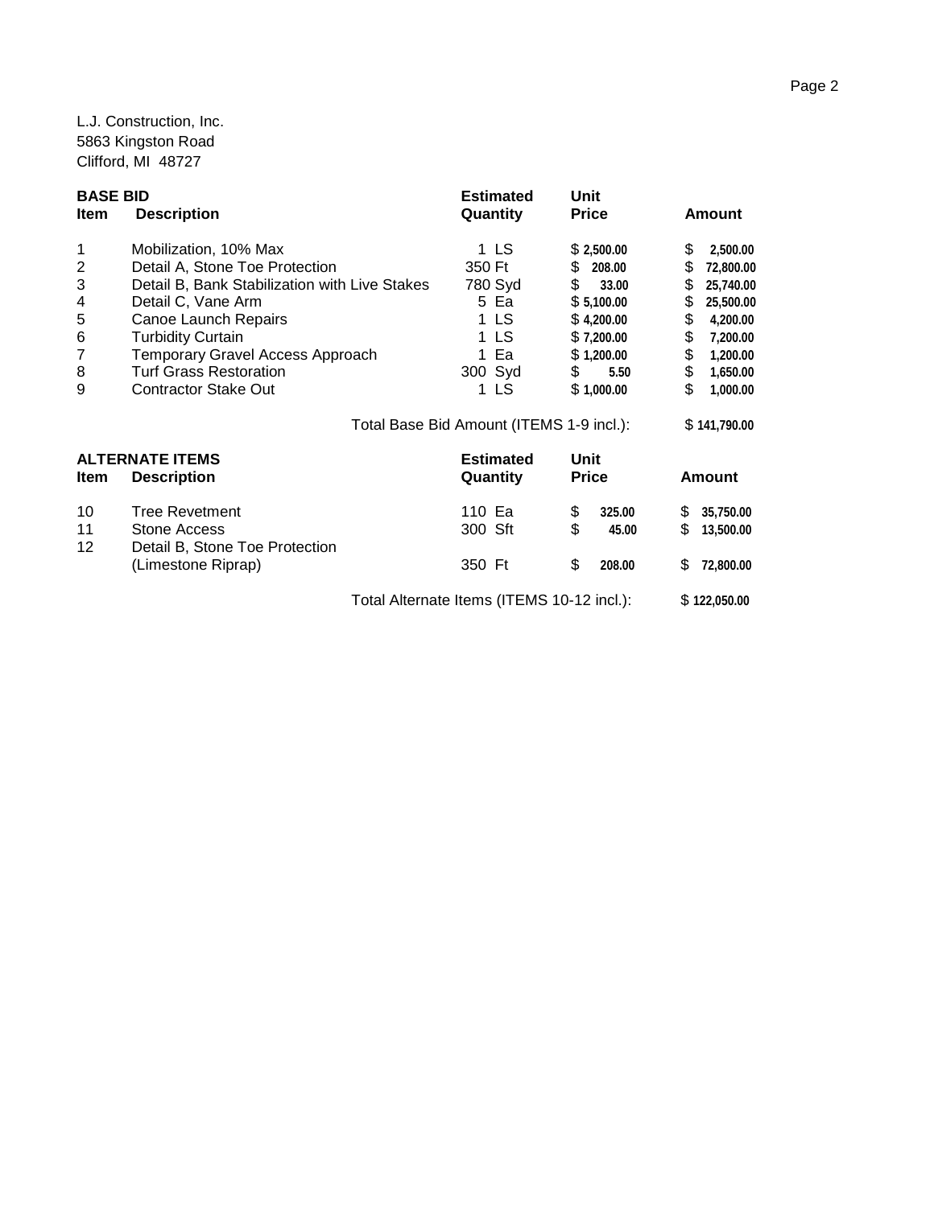L.J. Construction, Inc.
5863 Kingston Road
Clifford, MI 48727

| **BASE BID Item** | **Description** | **Estimated Quantity** | **Unit Price** | **Amount** |
|---|---|---|---|---|
| 1 | Mobilization, 10% Max | 1 LS | $ 2,500.00 | $ 2,500.00 |
| 2 | Detail A, Stone Toe Protection | 350 Ft | $ 208.00 | $ 72,800.00 |
| 3 | Detail B, Bank Stabilization with Live Stakes | 780 Syd | $ 33.00 | $ 25,740.00 |
| 4 | Detail C, Vane Arm | 5 Ea | $ 5,100.00 | $ 25,500.00 |
| 5 | Canoe Launch Repairs | 1 LS | $ 4,200.00 | $ 4,200.00 |
| 6 | Turbidity Curtain | 1 LS | $ 7,200.00 | $ 7,200.00 |
| 7 | Temporary Gravel Access Approach | 1 Ea | $ 1,200.00 | $ 1,200.00 |
| 8 | Turf Grass Restoration | 300 Syd | $ 5.50 | $ 1,650.00 |
| 9 | Contractor Stake Out | 1 LS | $ 1,000.00 | $ 1,000.00 |
| | | | Total Base Bid Amount (ITEMS 1-9 incl.): | $ 141,790.00 |

| **ALTERNATE ITEMS Item** | **Description** | **Estimated Quantity** | **Unit Price** | **Amount** |
|---|---|---|---|---|
| 10 | Tree Revetment | 110 Ea | $ 325.00 | $ 35,750.00 |
| 11 | Stone Access | 300 Sft | $ 45.00 | $ 13,500.00 |
| 12 | Detail B, Stone Toe Protection (Limestone Riprap) | 350 Ft | $ 208.00 | $ 72,800.00 |
| | | | Total Alternate Items (ITEMS 10-12 incl.): | $ 122,050.00 |